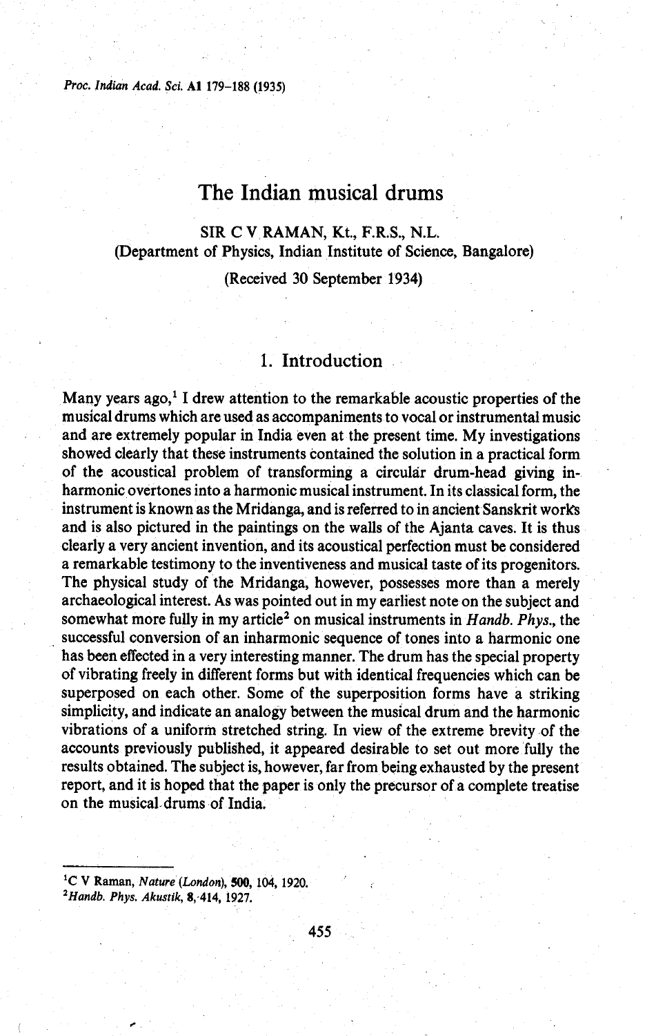# The Indian musical drums

SIR C V RAMAN, Kt., F.R.S., N.L.
(Department of Physics, Indian Institute of Science, Bangalore)

(Received 30 September 1934)

## 1. Introduction

Many years ago,[1] I drew attention to the remarkable acoustic properties of the musical drums which are used as accompaniments to vocal or instrumental music and are extremely popular in India even at the present time. My investigations showed clearly that these instruments contained the solution in a practical form of the acoustical problem of transforming a circular drum-head giving inharmonic overtones into a harmonic musical instrument. In its classical form, the instrument is known as the Mridanga, and is referred to in ancient Sanskrit works and is also pictured in the paintings on the walls of the Ajanta caves. It is thus clearly a very ancient invention, and its acoustical perfection must be considered a remarkable testimony to the inventiveness and musical taste of its progenitors. The physical study of the Mridanga, however, possesses more than a merely archaeological interest. As was pointed out in my earliest note on the subject and somewhat more fully in my article[2] on musical instruments in *Handb. Phys.*, the successful conversion of an inharmonic sequence of tones into a harmonic one has been effected in a very interesting manner. The drum has the special property of vibrating freely in different forms but with identical frequencies which can be superposed on each other. Some of the superposition forms have a striking simplicity, and indicate an analogy between the musical drum and the harmonic vibrations of a uniform stretched string. In view of the extreme brevity of the accounts previously published, it appeared desirable to set out more fully the results obtained. The subject is, however, far from being exhausted by the present report, and it is hoped that the paper is only the precursor of a complete treatise on the musical drums of India.

---

[1] C V Raman, *Nature* (*London*), **500**, 104, 1920.

[2] *Handb. Phys. Akustik*, **8**, 414, 1927.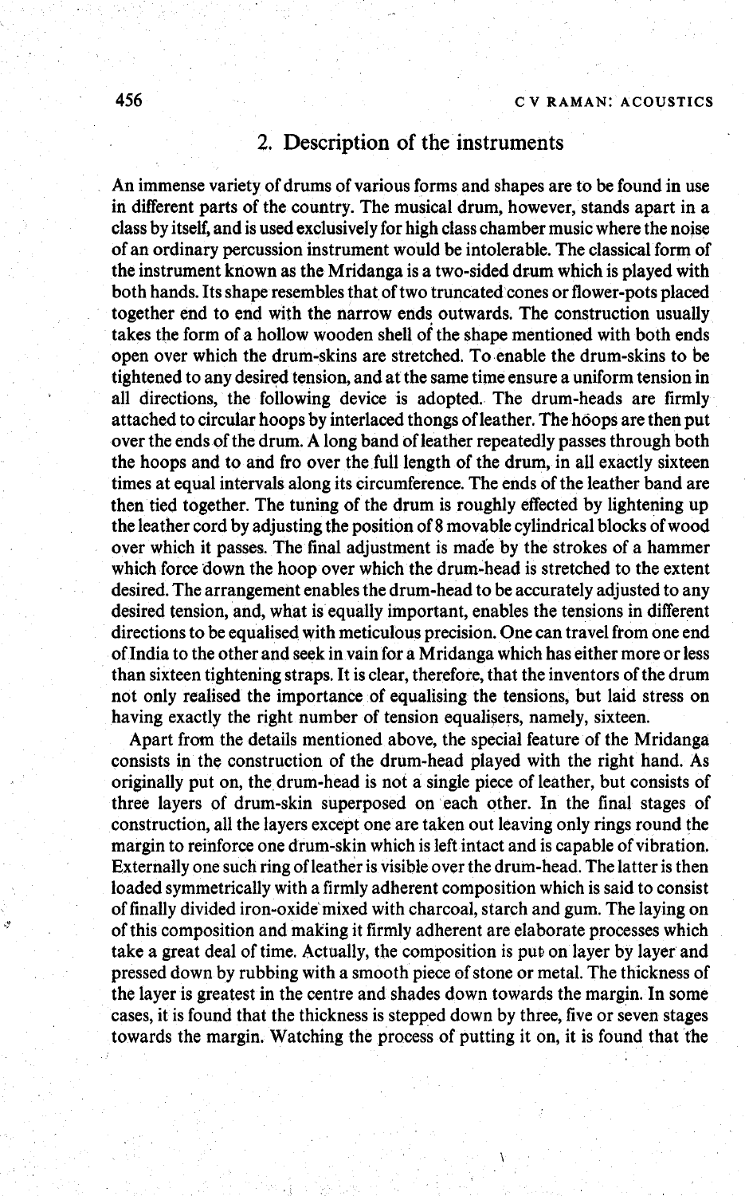## 2. Description of the instruments

An immense variety of drums of various forms and shapes are to be found in use in different parts of the country. The musical drum, however, stands apart in a class by itself, and is used exclusively for high class chamber music where the noise of an ordinary percussion instrument would be intolerable. The classical form of the instrument known as the Mridanga is a two-sided drum which is played with both hands. Its shape resembles that of two truncated cones or flower-pots placed together end to end with the narrow ends outwards. The construction usually takes the form of a hollow wooden shell of the shape mentioned with both ends open over which the drum-skins are stretched. To enable the drum-skins to be tightened to any desired tension, and at the same time ensure a uniform tension in all directions, the following device is adopted. The drum-heads are firmly attached to circular hoops by interlaced thongs of leather. The hoops are then put over the ends of the drum. A long band of leather repeatedly passes through both the hoops and to and fro over the full length of the drum, in all exactly sixteen times at equal intervals along its circumference. The ends of the leather band are then tied together. The tuning of the drum is roughly effected by lightening up the leather cord by adjusting the position of 8 movable cylindrical blocks of wood over which it passes. The final adjustment is made by the strokes of a hammer which force down the hoop over which the drum-head is stretched to the extent desired. The arrangement enables the drum-head to be accurately adjusted to any desired tension, and, what is equally important, enables the tensions in different directions to be equalised with meticulous precision. One can travel from one end of India to the other and seek in vain for a Mridanga which has either more or less than sixteen tightening straps. It is clear, therefore, that the inventors of the drum not only realised the importance of equalising the tensions, but laid stress on having exactly the right number of tension equalisers, namely, sixteen.

Apart from the details mentioned above, the special feature of the Mridanga consists in the construction of the drum-head played with the right hand. As originally put on, the drum-head is not a single piece of leather, but consists of three layers of drum-skin superposed on each other. In the final stages of construction, all the layers except one are taken out leaving only rings round the margin to reinforce one drum-skin which is left intact and is capable of vibration. Externally one such ring of leather is visible over the drum-head. The latter is then loaded symmetrically with a firmly adherent composition which is said to consist of finally divided iron-oxide mixed with charcoal, starch and gum. The laying on of this composition and making it firmly adherent are elaborate processes which take a great deal of time. Actually, the composition is put on layer by layer and pressed down by rubbing with a smooth piece of stone or metal. The thickness of the layer is greatest in the centre and shades down towards the margin. In some cases, it is found that the thickness is stepped down by three, five or seven stages towards the margin. Watching the process of putting it on, it is found that the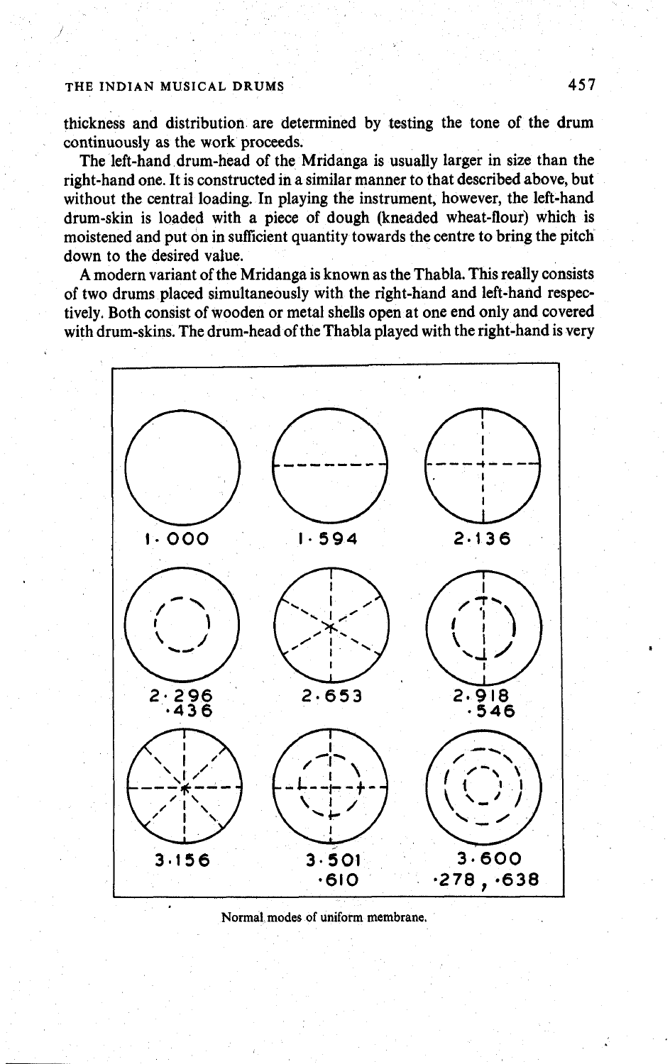thickness and distribution are determined by testing the tone of the drum continuously as the work proceeds.

The left-hand drum-head of the Mridanga is usually larger in size than the right-hand one. It is constructed in a similar manner to that described above, but without the central loading. In playing the instrument, however, the left-hand drum-skin is loaded with a piece of dough (kneaded wheat-flour) which is moistened and put on in sufficient quantity towards the centre to bring the pitch down to the desired value.

A modern variant of the Mridanga is known as the Thabla. This really consists of two drums placed simultaneously with the right-hand and left-hand respectively. Both consist of wooden or metal shells open at one end only and covered with drum-skins. The drum-head of the Thabla played with the right-hand is very

1·000 | 1·594 | 2·136

2·296 ·436 | 2·653 | 2·918 ·546

3·156 | 3·501 ·610 | 3·600 ·278, ·638

Normal modes of uniform membrane.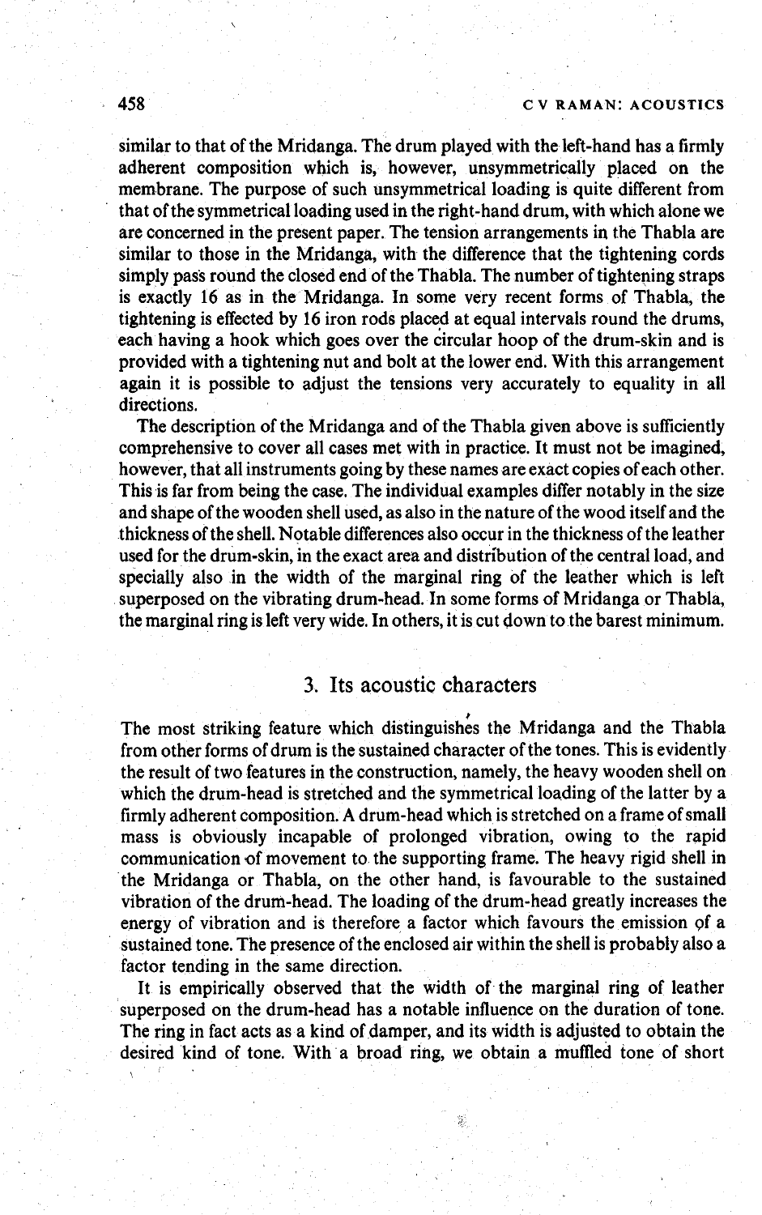similar to that of the Mridanga. The drum played with the left-hand has a firmly adherent composition which is, however, unsymmetrically placed on the membrane. The purpose of such unsymmetrical loading is quite different from that of the symmetrical loading used in the right-hand drum, with which alone we are concerned in the present paper. The tension arrangements in the Thabla are similar to those in the Mridanga, with the difference that the tightening cords simply pass round the closed end of the Thabla. The number of tightening straps is exactly 16 as in the Mridanga. In some very recent forms of Thabla, the tightening is effected by 16 iron rods placed at equal intervals round the drums, each having a hook which goes over the circular hoop of the drum-skin and is provided with a tightening nut and bolt at the lower end. With this arrangement again it is possible to adjust the tensions very accurately to equality in all directions.

The description of the Mridanga and of the Thabla given above is sufficiently comprehensive to cover all cases met with in practice. It must not be imagined, however, that all instruments going by these names are exact copies of each other. This is far from being the case. The individual examples differ notably in the size and shape of the wooden shell used, as also in the nature of the wood itself and the thickness of the shell. Notable differences also occur in the thickness of the leather used for the drum-skin, in the exact area and distribution of the central load, and specially also in the width of the marginal ring of the leather which is left superposed on the vibrating drum-head. In some forms of Mridanga or Thabla, the marginal ring is left very wide. In others, it is cut down to the barest minimum.

## 3. Its acoustic characters

The most striking feature which distinguishes the Mridanga and the Thabla from other forms of drum is the sustained character of the tones. This is evidently the result of two features in the construction, namely, the heavy wooden shell on which the drum-head is stretched and the symmetrical loading of the latter by a firmly adherent composition. A drum-head which is stretched on a frame of small mass is obviously incapable of prolonged vibration, owing to the rapid communication of movement to the supporting frame. The heavy rigid shell in the Mridanga or Thabla, on the other hand, is favourable to the sustained vibration of the drum-head. The loading of the drum-head greatly increases the energy of vibration and is therefore a factor which favours the emission of a sustained tone. The presence of the enclosed air within the shell is probably also a factor tending in the same direction.

It is empirically observed that the width of the marginal ring of leather superposed on the drum-head has a notable influence on the duration of tone. The ring in fact acts as a kind of damper, and its width is adjusted to obtain the desired kind of tone. With a broad ring, we obtain a muffled tone of short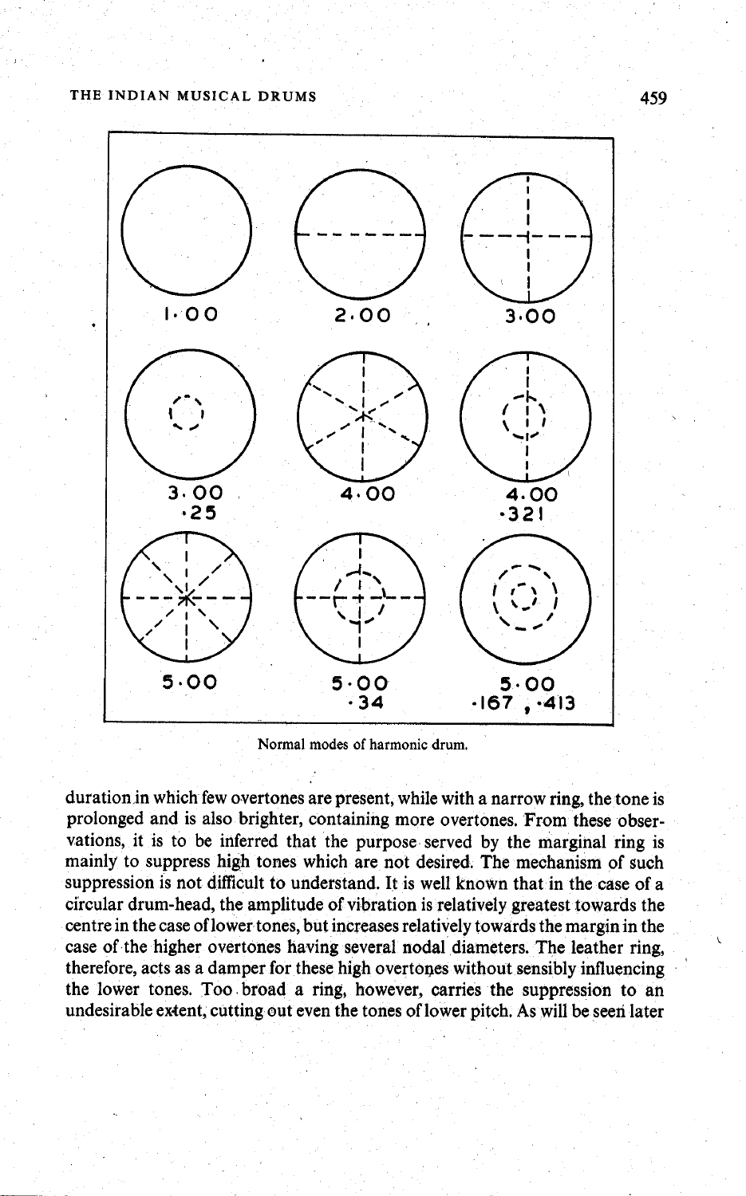| 1.00 | 2.00 | 3.00 |
| --- | --- | --- |
| 3.00 ·25 | 4.00 | 4.00 ·321 |
| 5.00 | 5.00 ·34 | 5.00 ·167 , ·413 |

Normal modes of harmonic drum.

duration in which few overtones are present, while with a narrow ring, the tone is prolonged and is also brighter, containing more overtones. From these observations, it is to be inferred that the purpose served by the marginal ring is mainly to suppress high tones which are not desired. The mechanism of such suppression is not difficult to understand. It is well known that in the case of a circular drum-head, the amplitude of vibration is relatively greatest towards the centre in the case of lower tones, but increases relatively towards the margin in the case of the higher overtones having several nodal diameters. The leather ring, therefore, acts as a damper for these high overtones without sensibly influencing the lower tones. Too broad a ring, however, carries the suppression to an undesirable extent, cutting out even the tones of lower pitch. As will be seen later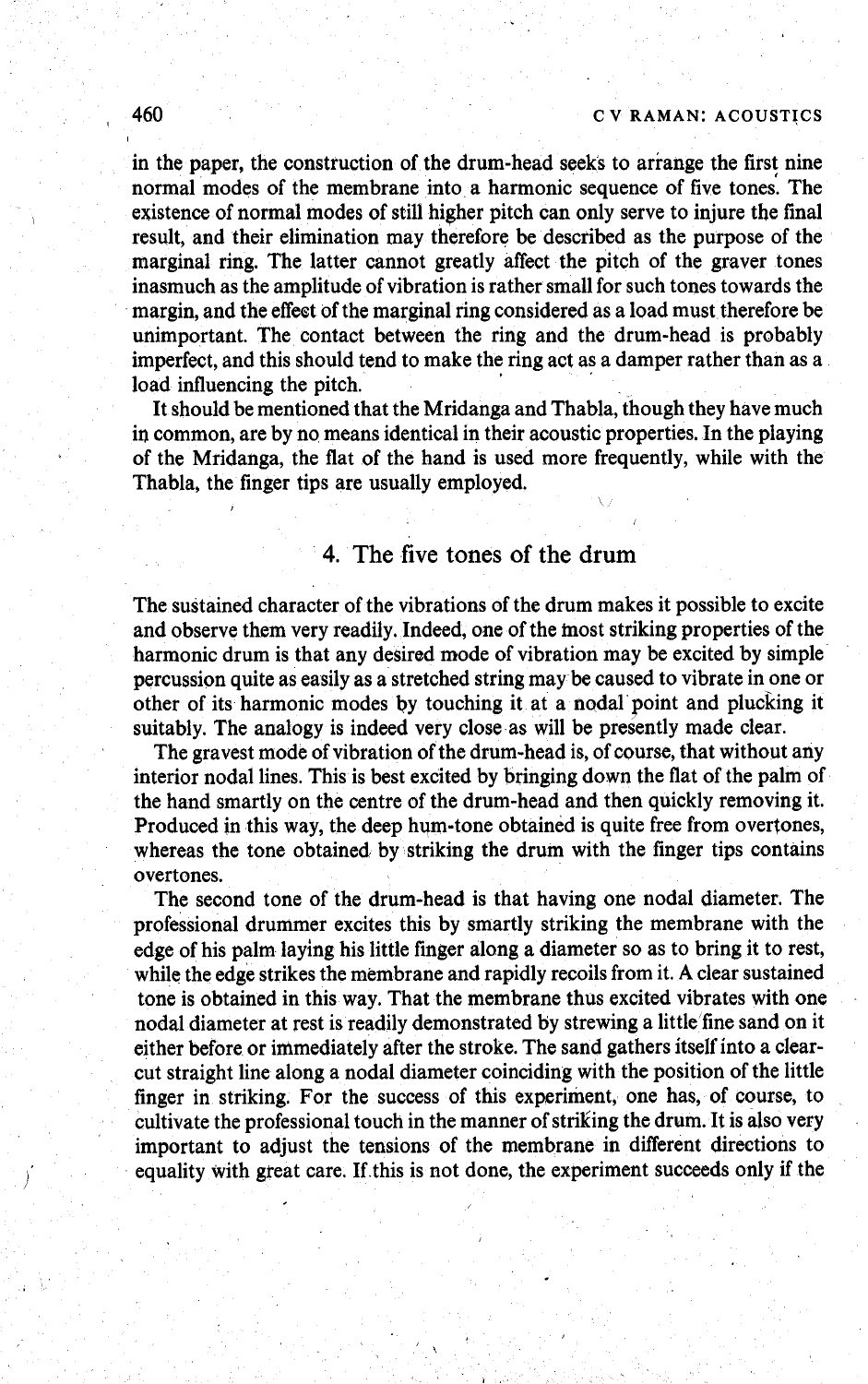in the paper, the construction of the drum-head seeks to arrange the first nine normal modes of the membrane into a harmonic sequence of five tones. The existence of normal modes of still higher pitch can only serve to injure the final result, and their elimination may therefore be described as the purpose of the marginal ring. The latter cannot greatly affect the pitch of the graver tones inasmuch as the amplitude of vibration is rather small for such tones towards the margin, and the effect of the marginal ring considered as a load must therefore be unimportant. The contact between the ring and the drum-head is probably imperfect, and this should tend to make the ring act as a damper rather than as a load influencing the pitch.

It should be mentioned that the Mridanga and Thabla, though they have much in common, are by no means identical in their acoustic properties. In the playing of the Mridanga, the flat of the hand is used more frequently, while with the Thabla, the finger tips are usually employed.

## 4. The five tones of the drum

The sustained character of the vibrations of the drum makes it possible to excite and observe them very readily. Indeed, one of the most striking properties of the harmonic drum is that any desired mode of vibration may be excited by simple percussion quite as easily as a stretched string may be caused to vibrate in one or other of its harmonic modes by touching it at a nodal point and plucking it suitably. The analogy is indeed very close as will be presently made clear.

The gravest mode of vibration of the drum-head is, of course, that without any interior nodal lines. This is best excited by bringing down the flat of the palm of the hand smartly on the centre of the drum-head and then quickly removing it. Produced in this way, the deep hum-tone obtained is quite free from overtones, whereas the tone obtained by striking the drum with the finger tips contains overtones.

The second tone of the drum-head is that having one nodal diameter. The professional drummer excites this by smartly striking the membrane with the edge of his palm laying his little finger along a diameter so as to bring it to rest, while the edge strikes the membrane and rapidly recoils from it. A clear sustained tone is obtained in this way. That the membrane thus excited vibrates with one nodal diameter at rest is readily demonstrated by strewing a little fine sand on it either before or immediately after the stroke. The sand gathers itself into a clear-cut straight line along a nodal diameter coinciding with the position of the little finger in striking. For the success of this experiment, one has, of course, to cultivate the professional touch in the manner of striking the drum. It is also very important to adjust the tensions of the membrane in different directions to equality with great care. If this is not done, the experiment succeeds only if the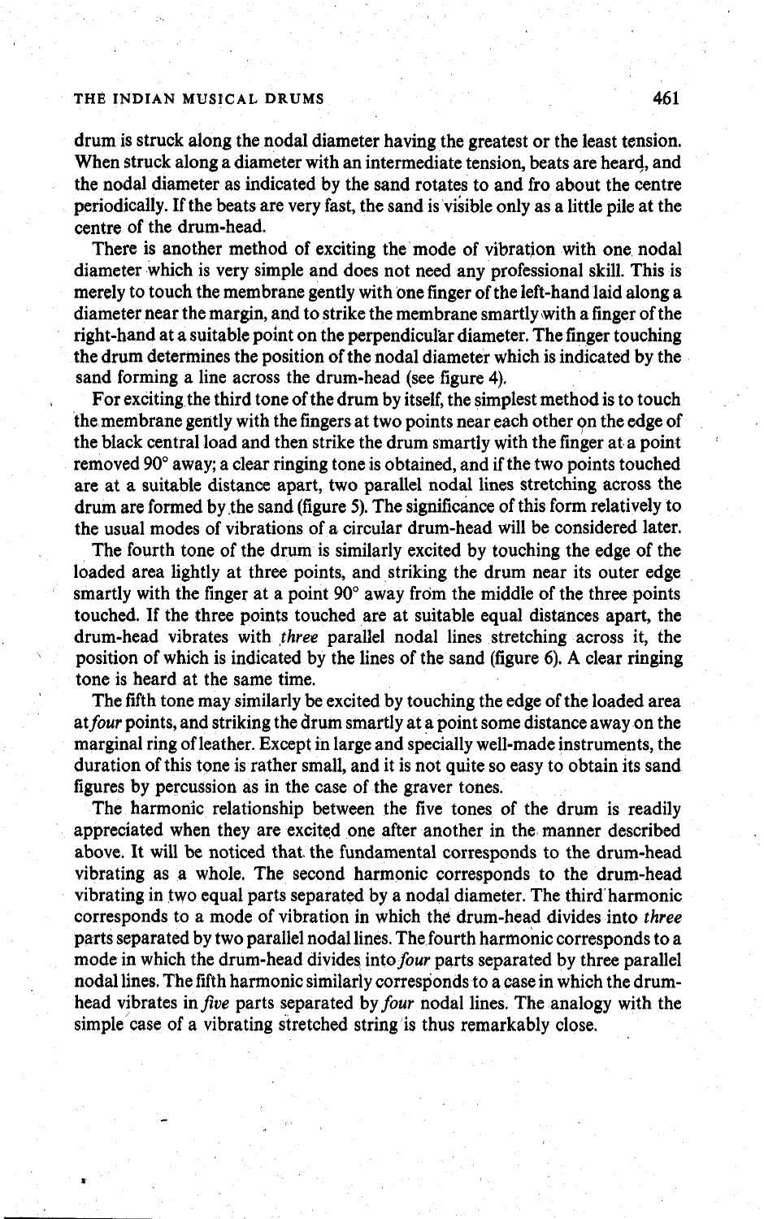drum is struck along the nodal diameter having the greatest or the least tension. When struck along a diameter with an intermediate tension, beats are heard, and the nodal diameter as indicated by the sand rotates to and fro about the centre periodically. If the beats are very fast, the sand is visible only as a little pile at the centre of the drum-head.

There is another method of exciting the mode of vibration with one nodal diameter which is very simple and does not need any professional skill. This is merely to touch the membrane gently with one finger of the left-hand laid along a diameter near the margin, and to strike the membrane smartly with a finger of the right-hand at a suitable point on the perpendicular diameter. The finger touching the drum determines the position of the nodal diameter which is indicated by the sand forming a line across the drum-head (see figure 4).

For exciting the third tone of the drum by itself, the simplest method is to touch the membrane gently with the fingers at two points near each other on the edge of the black central load and then strike the drum smartly with the finger at a point removed 90° away; a clear ringing tone is obtained, and if the two points touched are at a suitable distance apart, two parallel nodal lines stretching across the drum are formed by the sand (figure 5). The significance of this form relatively to the usual modes of vibrations of a circular drum-head will be considered later.

The fourth tone of the drum is similarly excited by touching the edge of the loaded area lightly at three points, and striking the drum near its outer edge smartly with the finger at a point 90° away from the middle of the three points touched. If the three points touched are at suitable equal distances apart, the drum-head vibrates with *three* parallel nodal lines stretching across it, the position of which is indicated by the lines of the sand (figure 6). A clear ringing tone is heard at the same time.

The fifth tone may similarly be excited by touching the edge of the loaded area at *four* points, and striking the drum smartly at a point some distance away on the marginal ring of leather. Except in large and specially well-made instruments, the duration of this tone is rather small, and it is not quite so easy to obtain its sand figures by percussion as in the case of the graver tones.

The harmonic relationship between the five tones of the drum is readily appreciated when they are excited one after another in the manner described above. It will be noticed that the fundamental corresponds to the drum-head vibrating as a whole. The second harmonic corresponds to the drum-head vibrating in two equal parts separated by a nodal diameter. The third harmonic corresponds to a mode of vibration in which the drum-head divides into *three* parts separated by two parallel nodal lines. The fourth harmonic corresponds to a mode in which the drum-head divides into *four* parts separated by three parallel nodal lines. The fifth harmonic similarly corresponds to a case in which the drum-head vibrates in *five* parts separated by *four* nodal lines. The analogy with the simple case of a vibrating stretched string is thus remarkably close.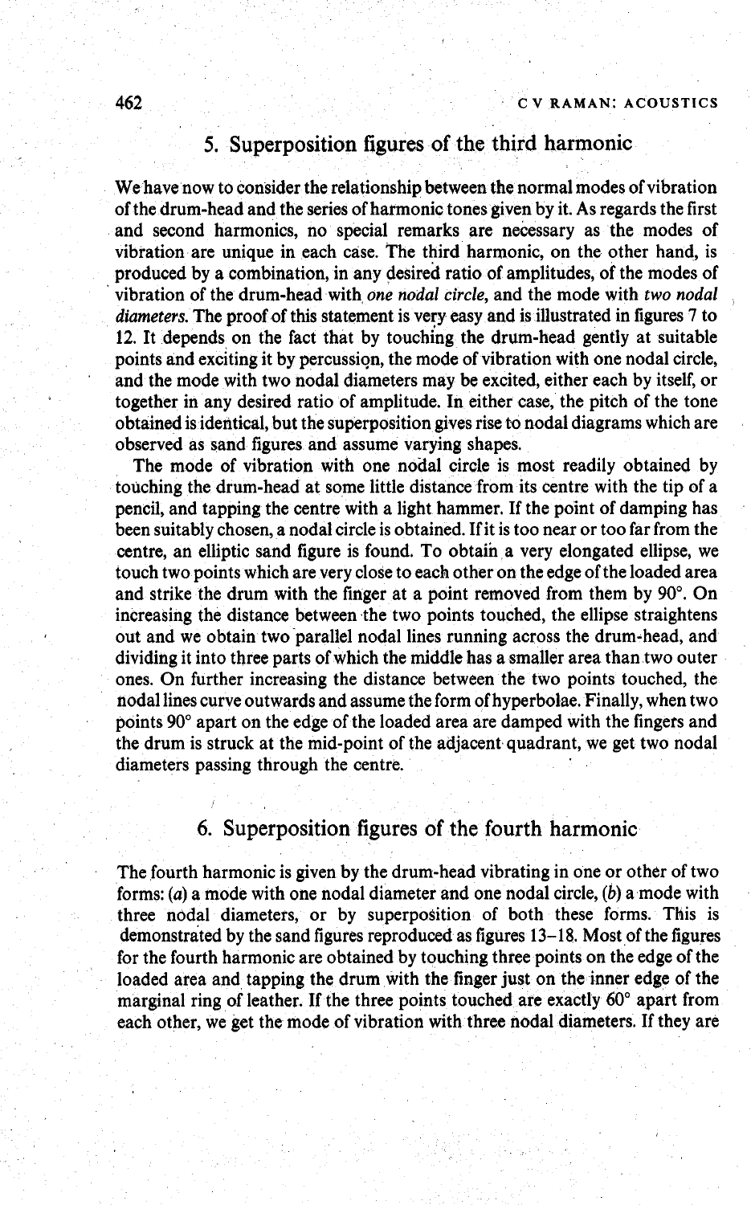## 5. Superposition figures of the third harmonic

We have now to consider the relationship between the normal modes of vibration of the drum-head and the series of harmonic tones given by it. As regards the first and second harmonics, no special remarks are necessary as the modes of vibration are unique in each case. The third harmonic, on the other hand, is produced by a combination, in any desired ratio of amplitudes, of the modes of vibration of the drum-head with *one nodal circle*, and the mode with *two nodal diameters*. The proof of this statement is very easy and is illustrated in figures 7 to 12. It depends on the fact that by touching the drum-head gently at suitable points and exciting it by percussion, the mode of vibration with one nodal circle, and the mode with two nodal diameters may be excited, either each by itself, or together in any desired ratio of amplitude. In either case, the pitch of the tone obtained is identical, but the superposition gives rise to nodal diagrams which are observed as sand figures and assume varying shapes.

The mode of vibration with one nodal circle is most readily obtained by touching the drum-head at some little distance from its centre with the tip of a pencil, and tapping the centre with a light hammer. If the point of damping has been suitably chosen, a nodal circle is obtained. If it is too near or too far from the centre, an elliptic sand figure is found. To obtain a very elongated ellipse, we touch two points which are very close to each other on the edge of the loaded area and strike the drum with the finger at a point removed from them by 90°. On increasing the distance between the two points touched, the ellipse straightens out and we obtain two parallel nodal lines running across the drum-head, and dividing it into three parts of which the middle has a smaller area than two outer ones. On further increasing the distance between the two points touched, the nodal lines curve outwards and assume the form of hyperbolae. Finally, when two points 90° apart on the edge of the loaded area are damped with the fingers and the drum is struck at the mid-point of the adjacent quadrant, we get two nodal diameters passing through the centre.

## 6. Superposition figures of the fourth harmonic

The fourth harmonic is given by the drum-head vibrating in one or other of two forms: (*a*) a mode with one nodal diameter and one nodal circle, (*b*) a mode with three nodal diameters, or by superposition of both these forms. This is demonstrated by the sand figures reproduced as figures 13–18. Most of the figures for the fourth harmonic are obtained by touching three points on the edge of the loaded area and tapping the drum with the finger just on the inner edge of the marginal ring of leather. If the three points touched are exactly 60° apart from each other, we get the mode of vibration with three nodal diameters. If they are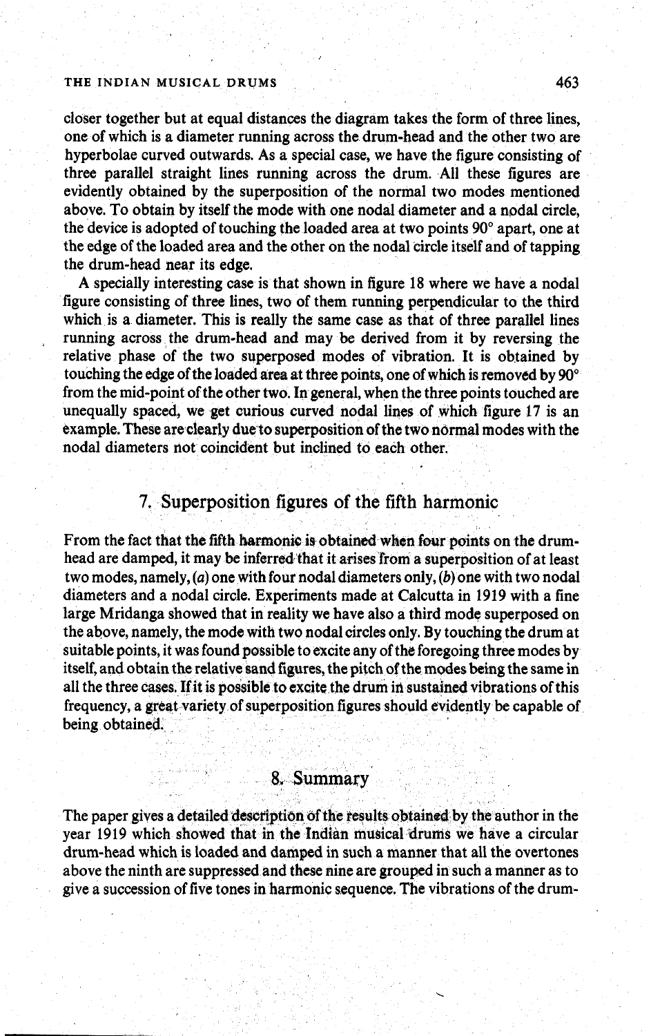closer together but at equal distances the diagram takes the form of three lines, one of which is a diameter running across the drum-head and the other two are hyperbolae curved outwards. As a special case, we have the figure consisting of three parallel straight lines running across the drum. All these figures are evidently obtained by the superposition of the normal two modes mentioned above. To obtain by itself the mode with one nodal diameter and a nodal circle, the device is adopted of touching the loaded area at two points 90° apart, one at the edge of the loaded area and the other on the nodal circle itself and of tapping the drum-head near its edge.

A specially interesting case is that shown in figure 18 where we have a nodal figure consisting of three lines, two of them running perpendicular to the third which is a diameter. This is really the same case as that of three parallel lines running across the drum-head and may be derived from it by reversing the relative phase of the two superposed modes of vibration. It is obtained by touching the edge of the loaded area at three points, one of which is removed by 90° from the mid-point of the other two. In general, when the three points touched are unequally spaced, we get curious curved nodal lines of which figure 17 is an example. These are clearly due to superposition of the two normal modes with the nodal diameters not coincident but inclined to each other.

## 7. Superposition figures of the fifth harmonic

From the fact that the fifth harmonic is obtained when four points on the drum-head are damped, it may be inferred that it arises from a superposition of at least two modes, namely, (*a*) one with four nodal diameters only, (*b*) one with two nodal diameters and a nodal circle. Experiments made at Calcutta in 1919 with a fine large Mridanga showed that in reality we have also a third mode superposed on the above, namely, the mode with two nodal circles only. By touching the drum at suitable points, it was found possible to excite any of the foregoing three modes by itself, and obtain the relative sand figures, the pitch of the modes being the same in all the three cases. If it is possible to excite the drum in sustained vibrations of this frequency, a great variety of superposition figures should evidently be capable of being obtained.

## 8. Summary

The paper gives a detailed description of the results obtained by the author in the year 1919 which showed that in the Indian musical drums we have a circular drum-head which is loaded and damped in such a manner that all the overtones above the ninth are suppressed and these nine are grouped in such a manner as to give a succession of five tones in harmonic sequence. The vibrations of the drum-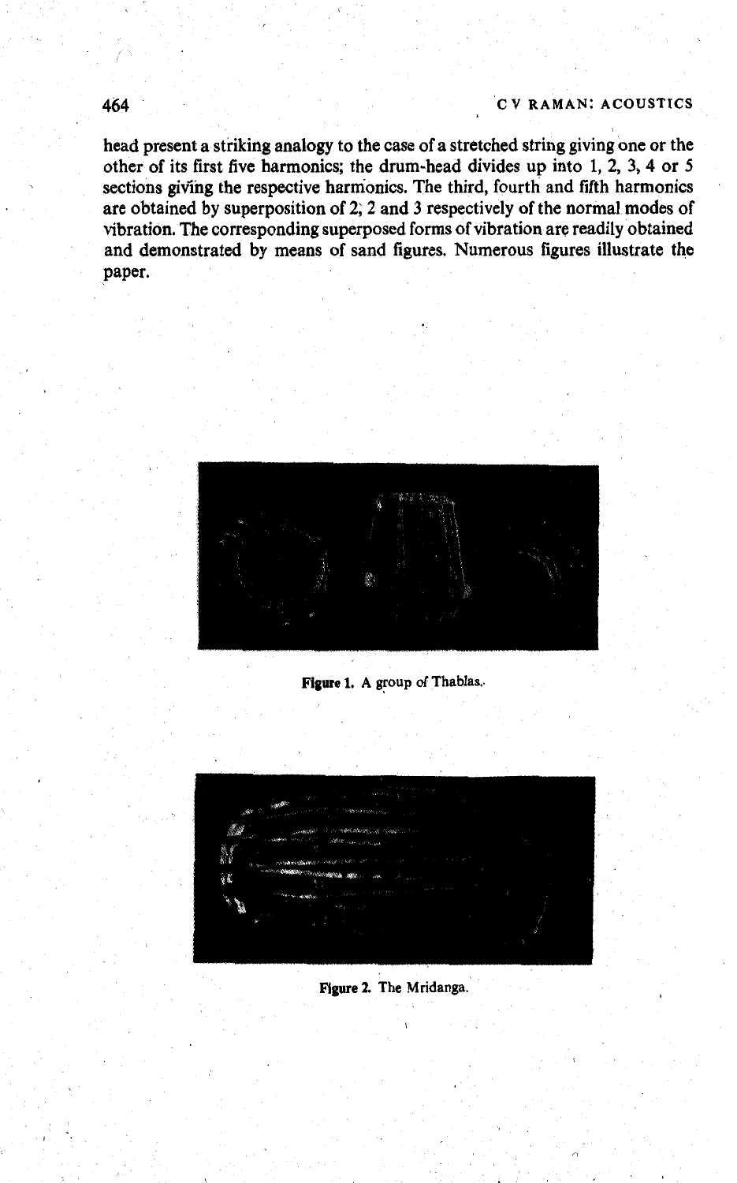head present a striking analogy to the case of a stretched string giving one or the other of its first five harmonics; the drum-head divides up into 1, 2, 3, 4 or 5 sections giving the respective harmonics. The third, fourth and fifth harmonics are obtained by superposition of 2, 2 and 3 respectively of the normal modes of vibration. The corresponding superposed forms of vibration are readily obtained and demonstrated by means of sand figures. Numerous figures illustrate the paper.

**Figure 1.** A group of Thablas.

**Figure 2.** The Mridanga.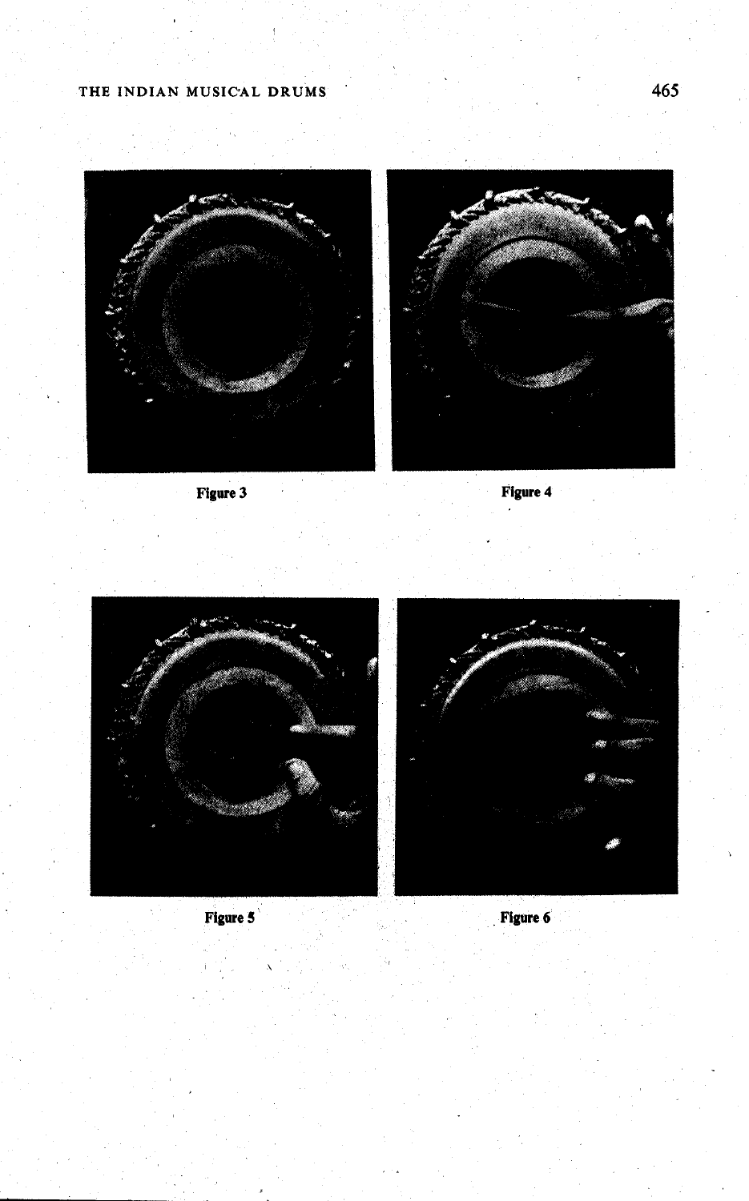Figure 3

Figure 4

Figure 5

Figure 6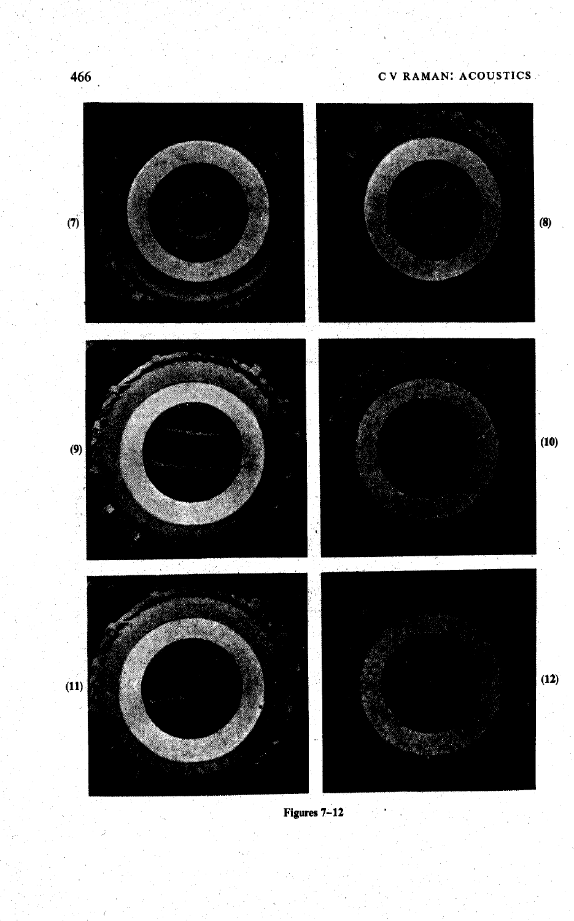(7)

(8)

(9)

(10)

(11)

(12)

Figures 7–12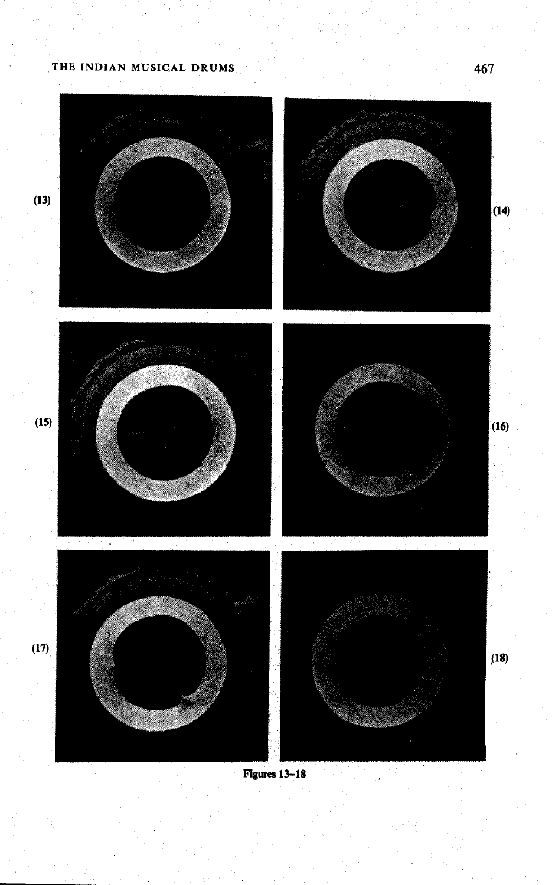(13)

(14)

(15)

(16)

(17)

(18)

Figures 13–18